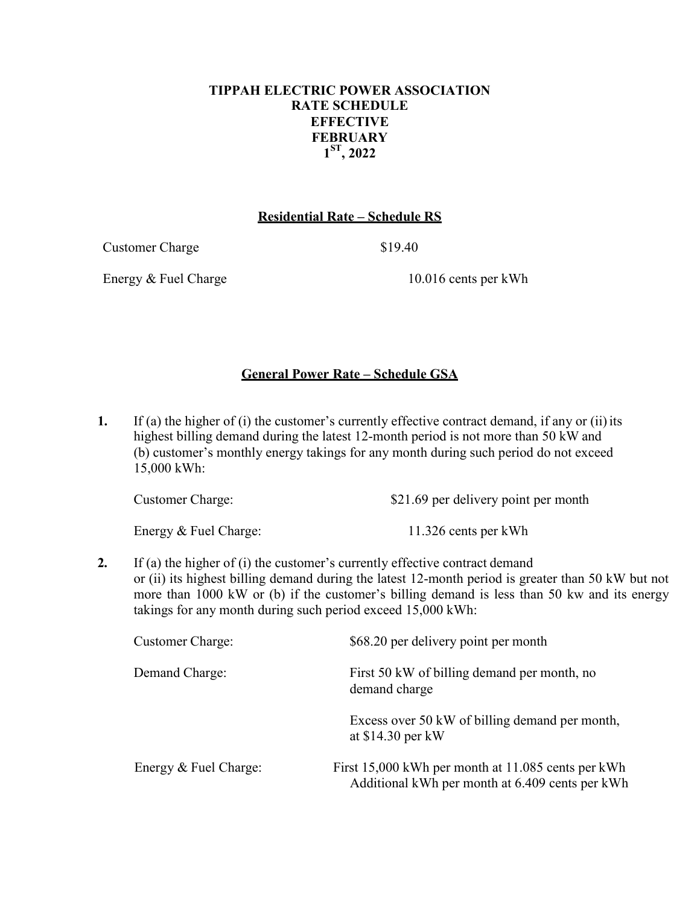# TIPPAH ELECTRIC POWER ASSOCIATION
# RATE SCHEDULE
# EFFECTIVE
# FEBRUARY
# 1ST, 2022

## Residential Rate – Schedule RS

| | |
|---|---|
| Customer Charge | $19.40 |
| Energy & Fuel Charge | 10.016 cents per kWh |

## General Power Rate – Schedule GSA

**1.** If (a) the higher of (i) the customer's currently effective contract demand, if any or (ii) its highest billing demand during the latest 12-month period is not more than 50 kW and (b) customer's monthly energy takings for any month during such period do not exceed 15,000 kWh:

| | |
|---|---|
| Customer Charge: | $21.69 per delivery point per month |
| Energy & Fuel Charge: | 11.326 cents per kWh |

**2.** If (a) the higher of (i) the customer's currently effective contract demand or (ii) its highest billing demand during the latest 12-month period is greater than 50 kW but not more than 1000 kW or (b) if the customer's billing demand is less than 50 kw and its energy takings for any month during such period exceed 15,000 kWh:

| | |
|---|---|
| Customer Charge: | $68.20 per delivery point per month |
| Demand Charge: | First 50 kW of billing demand per month, no demand charge |
| | Excess over 50 kW of billing demand per month, at $14.30 per kW |
| Energy & Fuel Charge: | First 15,000 kWh per month at 11.085 cents per kWh<br>Additional kWh per month at 6.409 cents per kWh |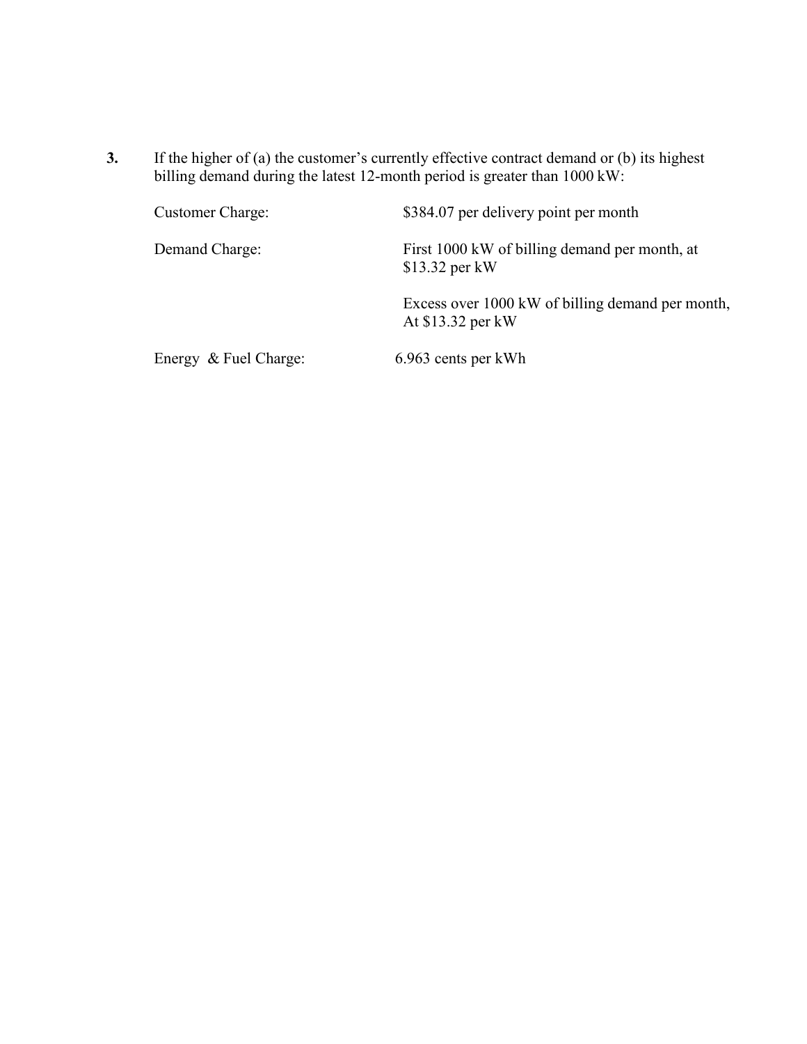**3.** If the higher of (a) the customer's currently effective contract demand or (b) its highest billing demand during the latest 12-month period is greater than 1000 kW:

| | |
|---|---|
| Customer Charge: | $384.07 per delivery point per month |
| Demand Charge: | First 1000 kW of billing demand per month, at $13.32 per kW |
| | Excess over 1000 kW of billing demand per month, At $13.32 per kW |
| Energy & Fuel Charge: | 6.963 cents per kWh |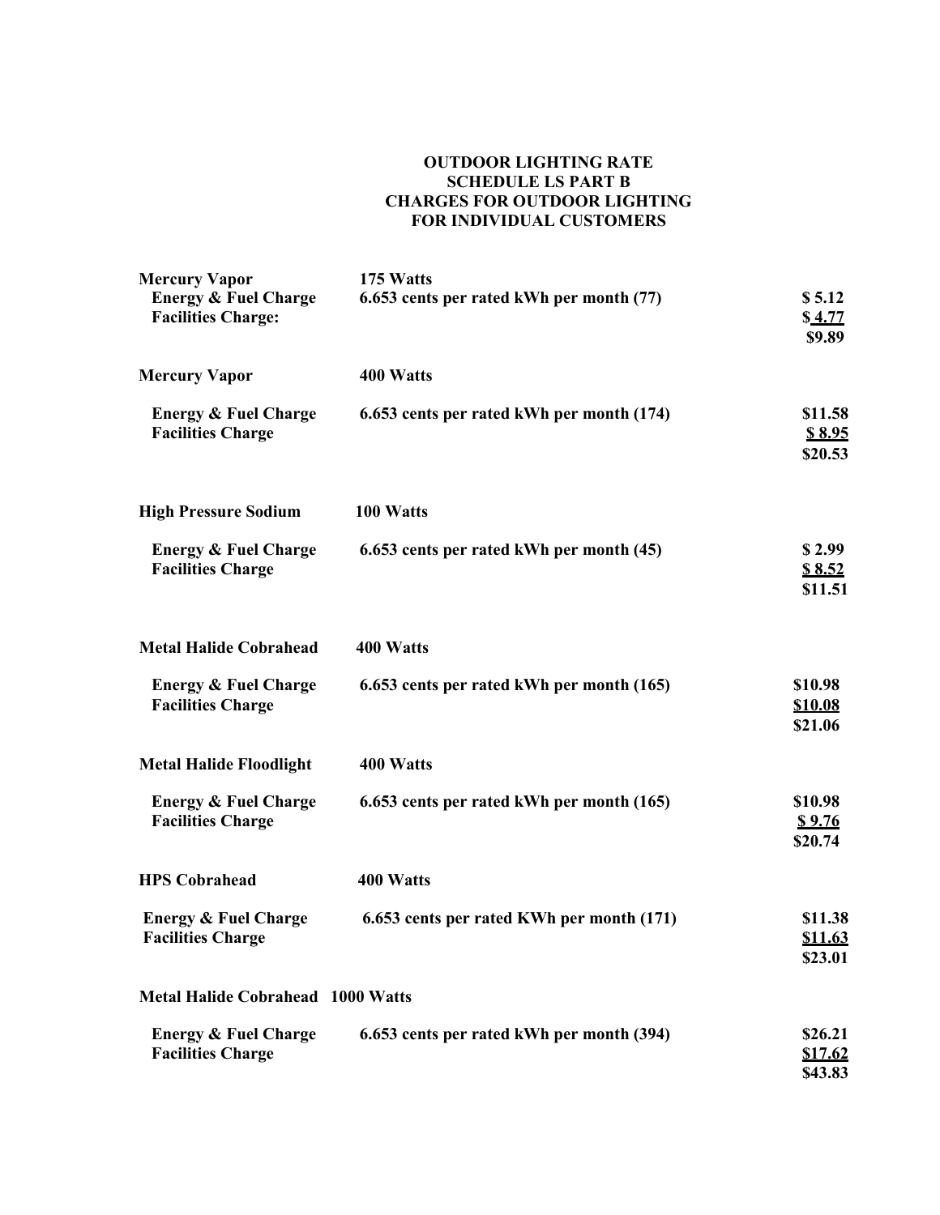**OUTDOOR LIGHTING RATE**
**SCHEDULE LS PART B**
**CHARGES FOR OUTDOOR LIGHTING**
**FOR INDIVIDUAL CUSTOMERS**

| | | |
|---|---|---|
| **Mercury Vapor** | **175 Watts** | |
| **Energy & Fuel Charge** | **6.653 cents per rated kWh per month (77)** | **$ 5.12** |
| **Facilities Charge:** | | **$ 4.77** |
| | | **$9.89** |
| **Mercury Vapor** | **400 Watts** | |
| **Energy & Fuel Charge** | **6.653 cents per rated kWh per month (174)** | **$11.58** |
| **Facilities Charge** | | **$ 8.95** |
| | | **$20.53** |
| **High Pressure Sodium** | **100 Watts** | |
| **Energy & Fuel Charge** | **6.653 cents per rated kWh per month (45)** | **$ 2.99** |
| **Facilities Charge** | | **$ 8.52** |
| | | **$11.51** |
| **Metal Halide Cobrahead** | **400 Watts** | |
| **Energy & Fuel Charge** | **6.653 cents per rated kWh per month (165)** | **$10.98** |
| **Facilities Charge** | | **$10.08** |
| | | **$21.06** |
| **Metal Halide Floodlight** | **400 Watts** | |
| **Energy & Fuel Charge** | **6.653 cents per rated kWh per month (165)** | **$10.98** |
| **Facilities Charge** | | **$ 9.76** |
| | | **$20.74** |
| **HPS Cobrahead** | **400 Watts** | |
| **Energy & Fuel Charge** | **6.653 cents per rated KWh per month (171)** | **$11.38** |
| **Facilities Charge** | | **$11.63** |
| | | **$23.01** |
| **Metal Halide Cobrahead** | **1000 Watts** | |
| **Energy & Fuel Charge** | **6.653 cents per rated kWh per month (394)** | **$26.21** |
| **Facilities Charge** | | **$17.62** |
| | | **$43.83** |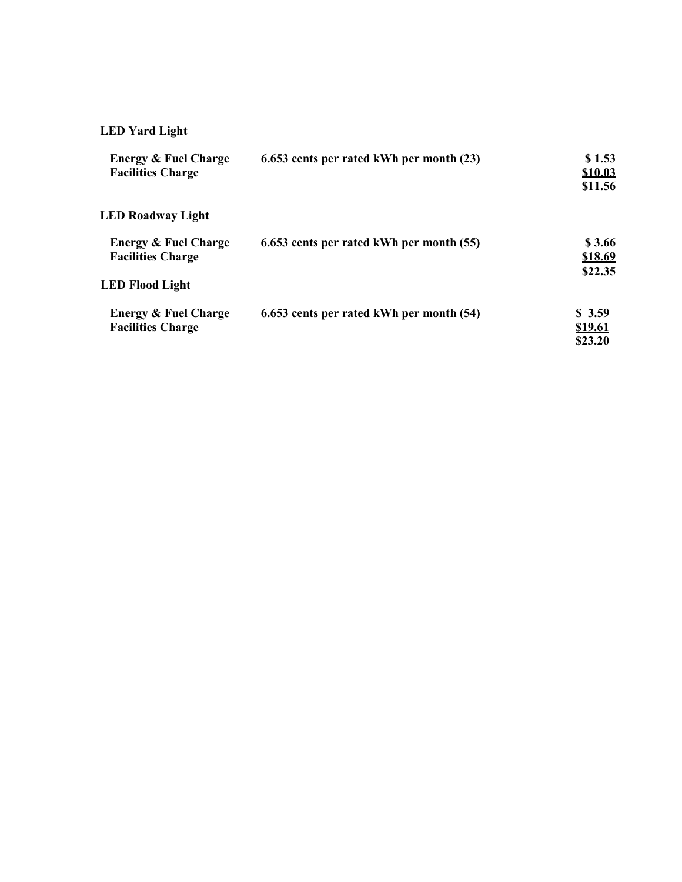**LED Yard Light**

| | | |
|---|---|---|
| **Energy & Fuel Charge** | **6.653 cents per rated kWh per month (23)** | **$ 1.53** |
| **Facilities Charge** | | **<u>$10.03</u>** |
| | | **$11.56** |

**LED Roadway Light**

| | | |
|---|---|---|
| **Energy & Fuel Charge** | **6.653 cents per rated kWh per month (55)** | **$ 3.66** |
| **Facilities Charge** | | **<u>$18.69</u>** |
| | | **$22.35** |

**LED Flood Light**

| | | |
|---|---|---|
| **Energy & Fuel Charge** | **6.653 cents per rated kWh per month (54)** | **$ 3.59** |
| **Facilities Charge** | | **<u>$19.61</u>** |
| | | **$23.20** |